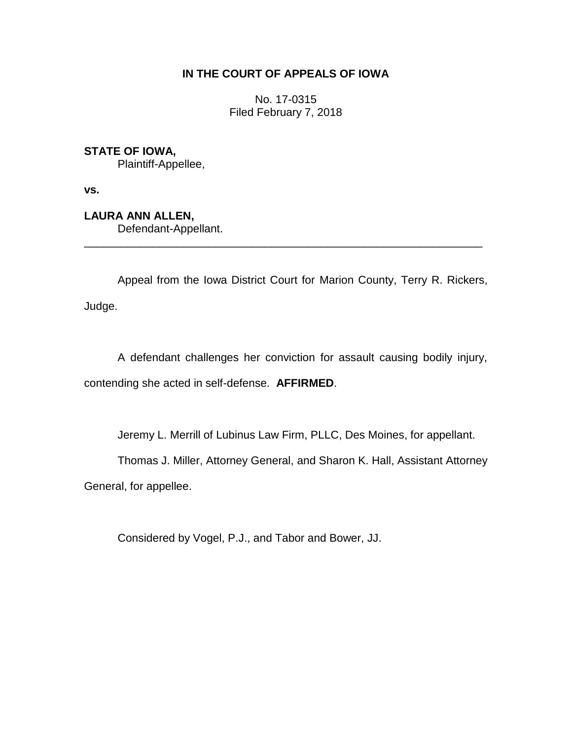**IN THE COURT OF APPEALS OF IOWA**

No. 17-0315
Filed February 7, 2018

**STATE OF IOWA,**
Plaintiff-Appellee,

**vs.**

**LAURA ANN ALLEN,**
Defendant-Appellant.

---

Appeal from the Iowa District Court for Marion County, Terry R. Rickers, Judge.

A defendant challenges her conviction for assault causing bodily injury, contending she acted in self-defense. **AFFIRMED**.

Jeremy L. Merrill of Lubinus Law Firm, PLLC, Des Moines, for appellant.

Thomas J. Miller, Attorney General, and Sharon K. Hall, Assistant Attorney General, for appellee.

Considered by Vogel, P.J., and Tabor and Bower, JJ.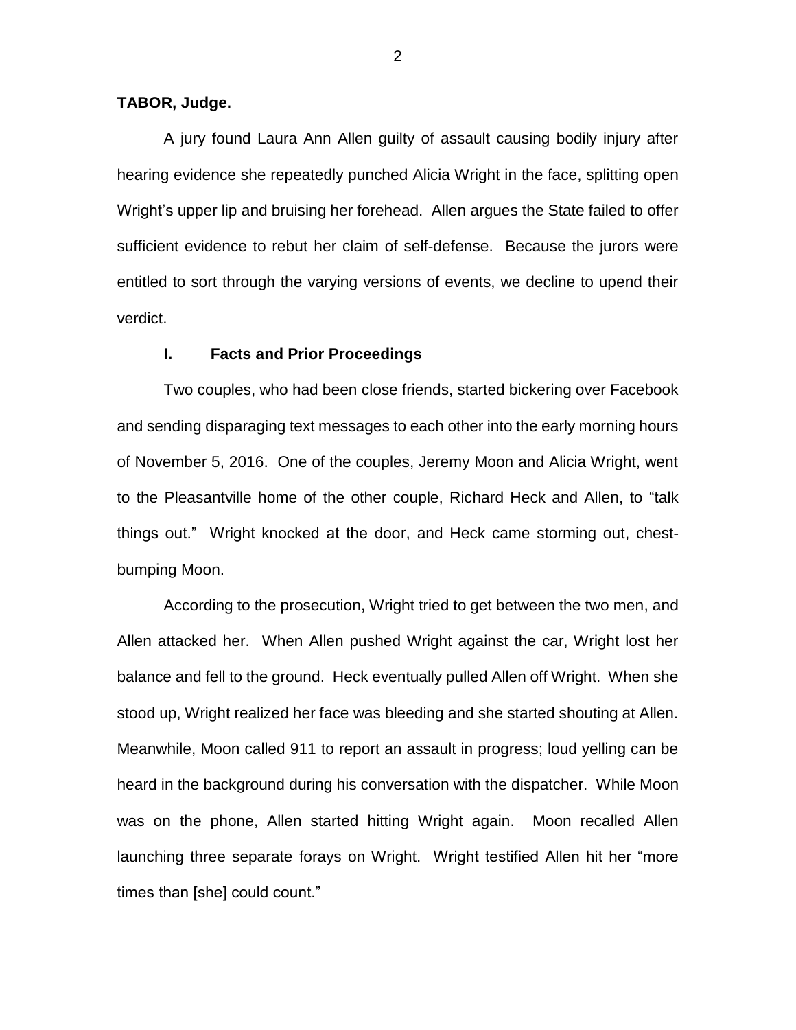**TABOR, Judge.**

A jury found Laura Ann Allen guilty of assault causing bodily injury after hearing evidence she repeatedly punched Alicia Wright in the face, splitting open Wright's upper lip and bruising her forehead. Allen argues the State failed to offer sufficient evidence to rebut her claim of self-defense. Because the jurors were entitled to sort through the varying versions of events, we decline to upend their verdict.

## I. Facts and Prior Proceedings

Two couples, who had been close friends, started bickering over Facebook and sending disparaging text messages to each other into the early morning hours of November 5, 2016. One of the couples, Jeremy Moon and Alicia Wright, went to the Pleasantville home of the other couple, Richard Heck and Allen, to "talk things out." Wright knocked at the door, and Heck came storming out, chest-bumping Moon.

According to the prosecution, Wright tried to get between the two men, and Allen attacked her. When Allen pushed Wright against the car, Wright lost her balance and fell to the ground. Heck eventually pulled Allen off Wright. When she stood up, Wright realized her face was bleeding and she started shouting at Allen. Meanwhile, Moon called 911 to report an assault in progress; loud yelling can be heard in the background during his conversation with the dispatcher. While Moon was on the phone, Allen started hitting Wright again. Moon recalled Allen launching three separate forays on Wright. Wright testified Allen hit her "more times than [she] could count."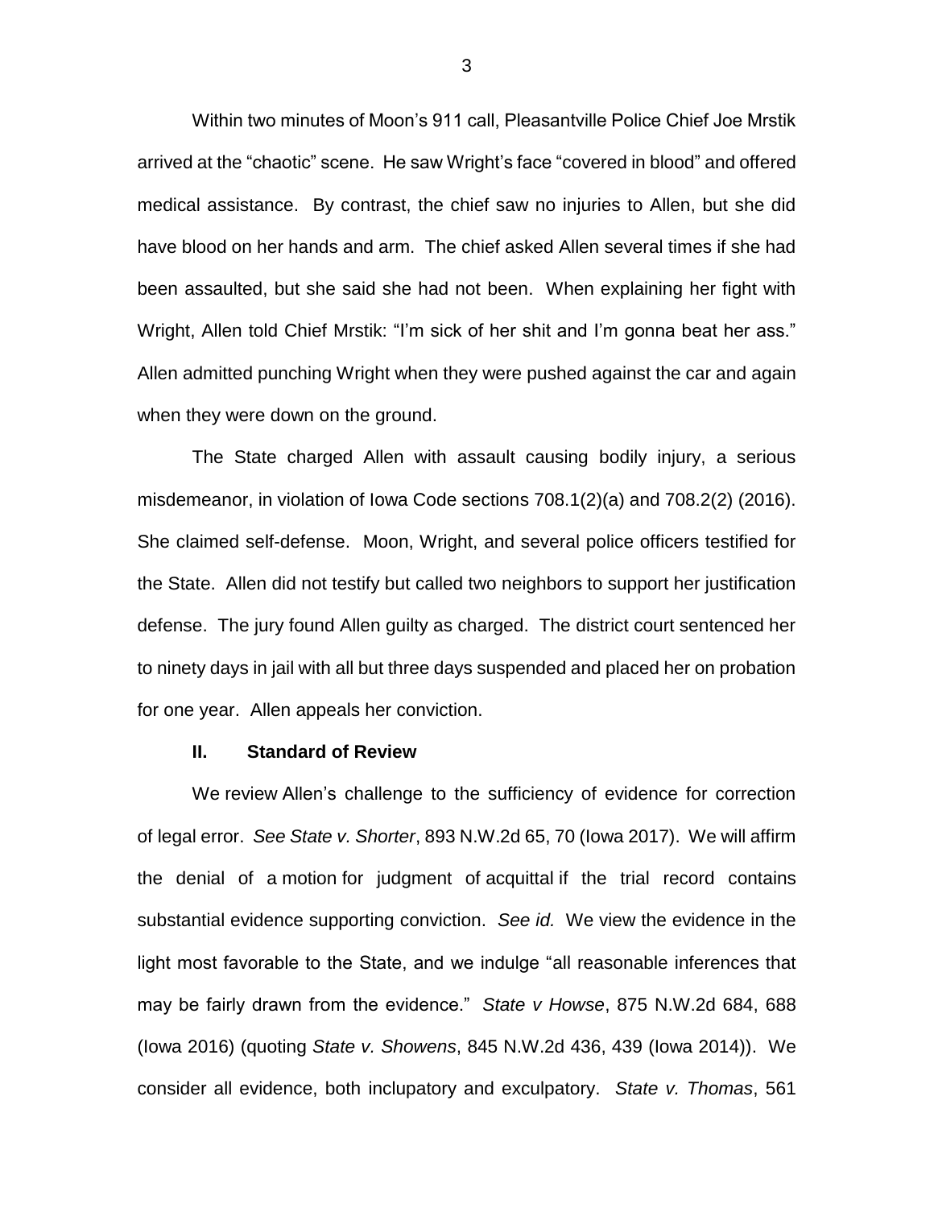Within two minutes of Moon's 911 call, Pleasantville Police Chief Joe Mrstik arrived at the "chaotic" scene. He saw Wright's face "covered in blood" and offered medical assistance. By contrast, the chief saw no injuries to Allen, but she did have blood on her hands and arm. The chief asked Allen several times if she had been assaulted, but she said she had not been. When explaining her fight with Wright, Allen told Chief Mrstik: "I'm sick of her shit and I'm gonna beat her ass." Allen admitted punching Wright when they were pushed against the car and again when they were down on the ground.

The State charged Allen with assault causing bodily injury, a serious misdemeanor, in violation of Iowa Code sections 708.1(2)(a) and 708.2(2) (2016). She claimed self-defense. Moon, Wright, and several police officers testified for the State. Allen did not testify but called two neighbors to support her justification defense. The jury found Allen guilty as charged. The district court sentenced her to ninety days in jail with all but three days suspended and placed her on probation for one year. Allen appeals her conviction.

## II. Standard of Review

We review Allen's challenge to the sufficiency of evidence for correction of legal error. *See State v. Shorter*, 893 N.W.2d 65, 70 (Iowa 2017). We will affirm the denial of a motion for judgment of acquittal if the trial record contains substantial evidence supporting conviction. *See id.* We view the evidence in the light most favorable to the State, and we indulge "all reasonable inferences that may be fairly drawn from the evidence." *State v Howse*, 875 N.W.2d 684, 688 (Iowa 2016) (quoting *State v. Showens*, 845 N.W.2d 436, 439 (Iowa 2014)). We consider all evidence, both inclupatory and exculpatory. *State v. Thomas*, 561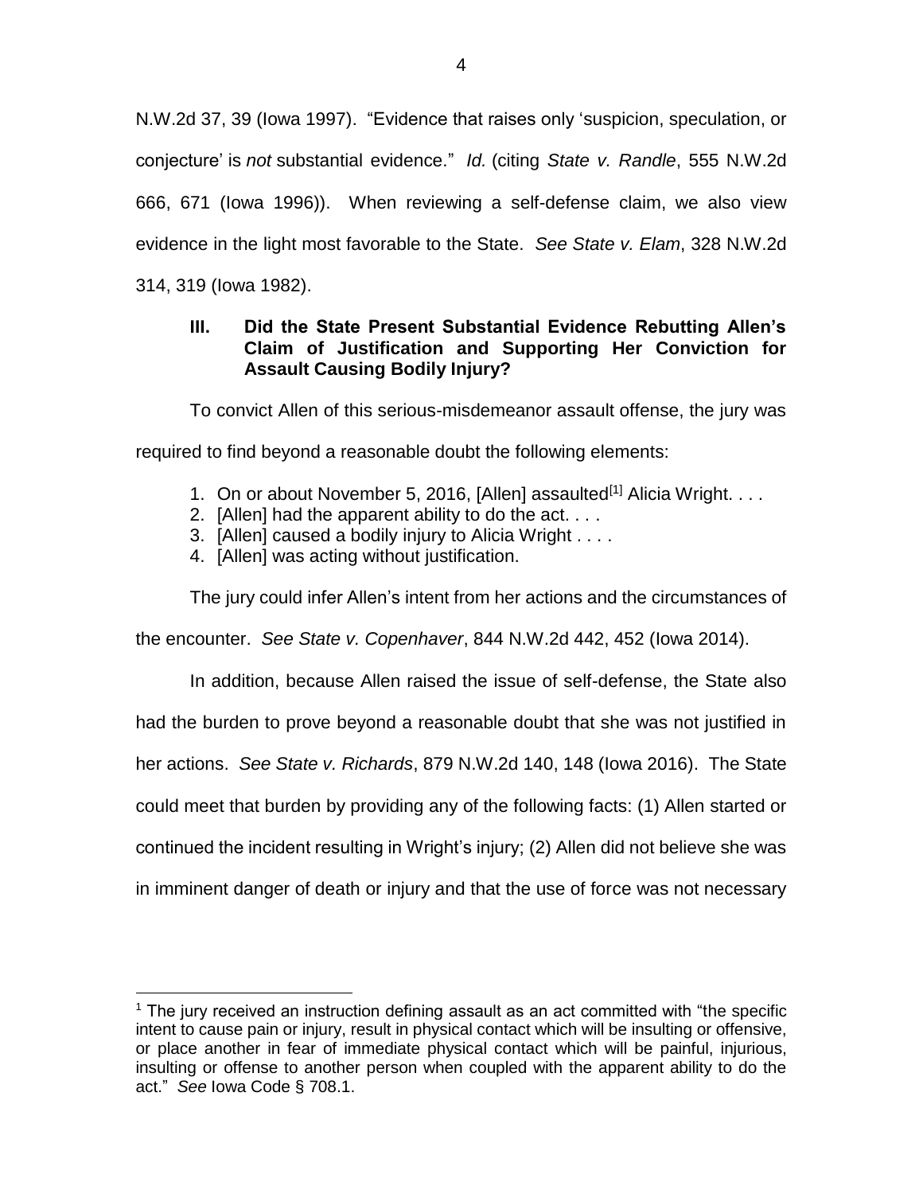N.W.2d 37, 39 (Iowa 1997). "Evidence that raises only 'suspicion, speculation, or conjecture' is *not* substantial evidence." *Id.* (citing *State v. Randle*, 555 N.W.2d 666, 671 (Iowa 1996)). When reviewing a self-defense claim, we also view evidence in the light most favorable to the State. *See State v. Elam*, 328 N.W.2d 314, 319 (Iowa 1982).

### III. Did the State Present Substantial Evidence Rebutting Allen's Claim of Justification and Supporting Her Conviction for Assault Causing Bodily Injury?

To convict Allen of this serious-misdemeanor assault offense, the jury was required to find beyond a reasonable doubt the following elements:

1. On or about November 5, 2016, [Allen] assaulted[1] Alicia Wright. . . .
2. [Allen] had the apparent ability to do the act. . . .
3. [Allen] caused a bodily injury to Alicia Wright . . . .
4. [Allen] was acting without justification.

The jury could infer Allen's intent from her actions and the circumstances of the encounter. *See State v. Copenhaver*, 844 N.W.2d 442, 452 (Iowa 2014).

In addition, because Allen raised the issue of self-defense, the State also had the burden to prove beyond a reasonable doubt that she was not justified in her actions. *See State v. Richards*, 879 N.W.2d 140, 148 (Iowa 2016). The State could meet that burden by providing any of the following facts: (1) Allen started or continued the incident resulting in Wright's injury; (2) Allen did not believe she was in imminent danger of death or injury and that the use of force was not necessary

---

[1] The jury received an instruction defining assault as an act committed with "the specific intent to cause pain or injury, result in physical contact which will be insulting or offensive, or place another in fear of immediate physical contact which will be painful, injurious, insulting or offense to another person when coupled with the apparent ability to do the act." *See* Iowa Code § 708.1.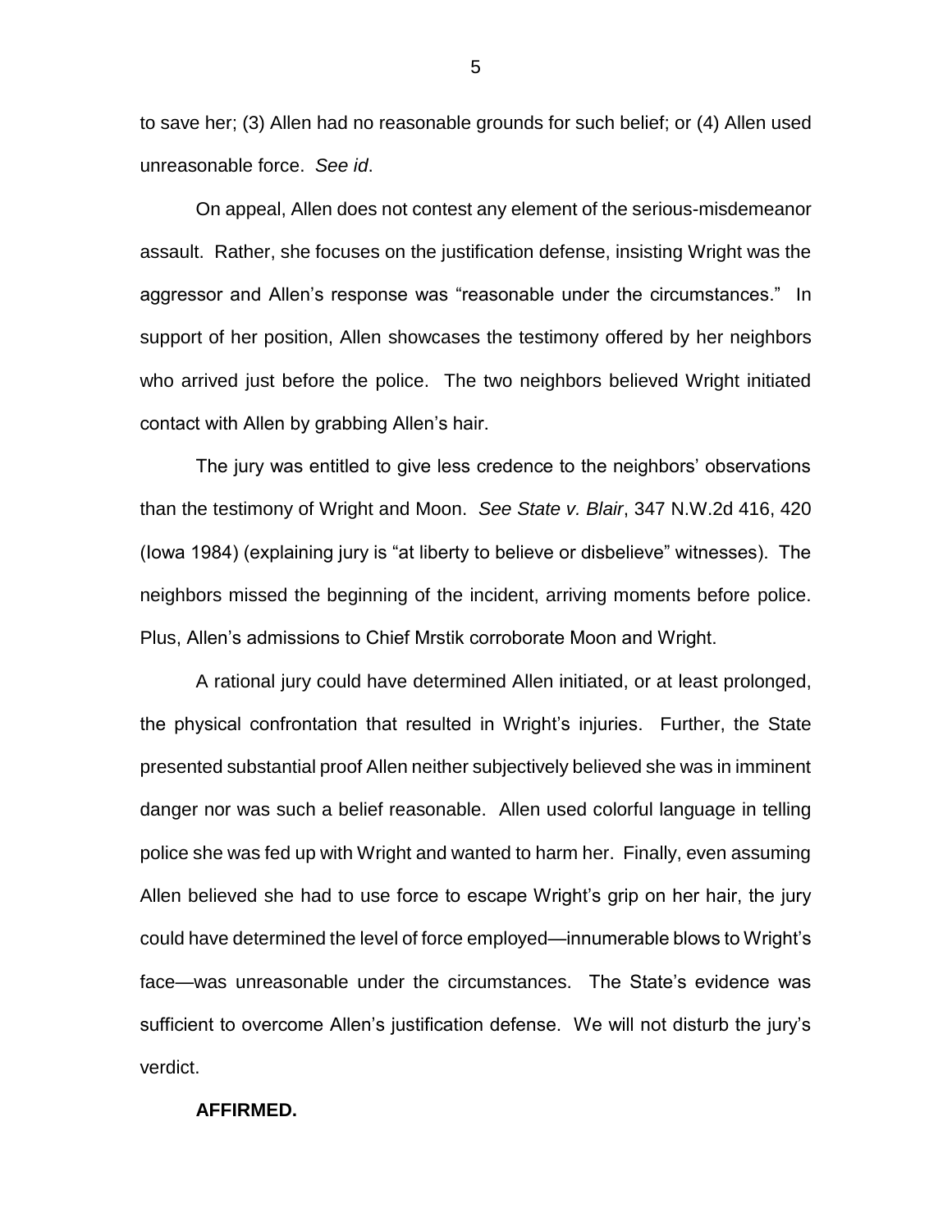to save her; (3) Allen had no reasonable grounds for such belief; or (4) Allen used unreasonable force. *See id*.

On appeal, Allen does not contest any element of the serious-misdemeanor assault. Rather, she focuses on the justification defense, insisting Wright was the aggressor and Allen's response was "reasonable under the circumstances." In support of her position, Allen showcases the testimony offered by her neighbors who arrived just before the police. The two neighbors believed Wright initiated contact with Allen by grabbing Allen's hair.

The jury was entitled to give less credence to the neighbors' observations than the testimony of Wright and Moon. *See State v. Blair*, 347 N.W.2d 416, 420 (Iowa 1984) (explaining jury is "at liberty to believe or disbelieve" witnesses). The neighbors missed the beginning of the incident, arriving moments before police. Plus, Allen's admissions to Chief Mrstik corroborate Moon and Wright.

A rational jury could have determined Allen initiated, or at least prolonged, the physical confrontation that resulted in Wright's injuries. Further, the State presented substantial proof Allen neither subjectively believed she was in imminent danger nor was such a belief reasonable. Allen used colorful language in telling police she was fed up with Wright and wanted to harm her. Finally, even assuming Allen believed she had to use force to escape Wright's grip on her hair, the jury could have determined the level of force employed—innumerable blows to Wright's face—was unreasonable under the circumstances. The State's evidence was sufficient to overcome Allen's justification defense. We will not disturb the jury's verdict.

**AFFIRMED.**